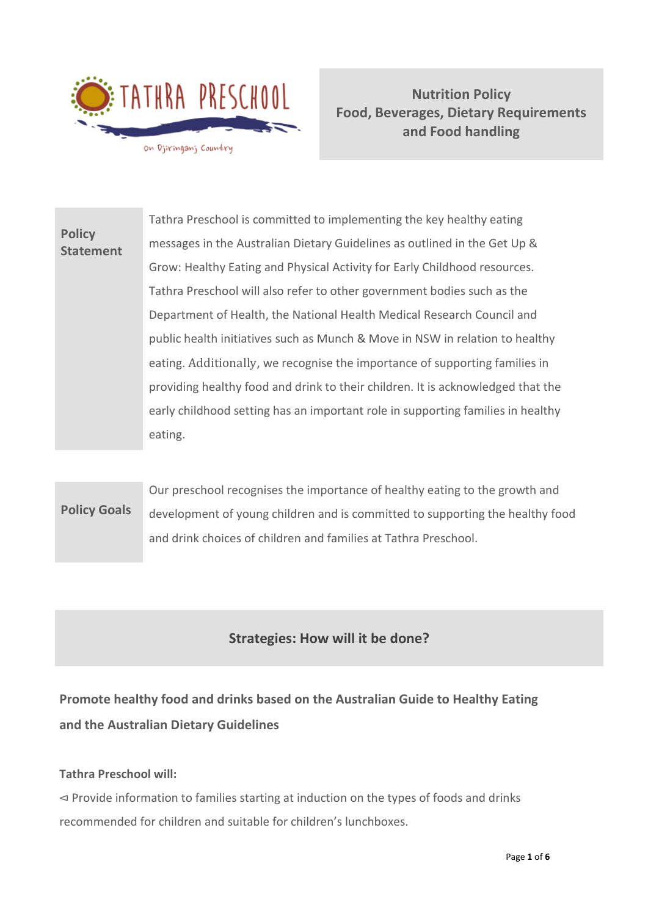TATHRA PRESCHOOL

On Djiringanj Country

# Nutrition Policy
## Food, Beverages, Dietary Requirements and Food handling

| | |
|---|---|
| **Policy Statement** | Tathra Preschool is committed to implementing the key healthy eating messages in the Australian Dietary Guidelines as outlined in the Get Up & Grow: Healthy Eating and Physical Activity for Early Childhood resources. Tathra Preschool will also refer to other government bodies such as the Department of Health, the National Health Medical Research Council and public health initiatives such as Munch & Move in NSW in relation to healthy eating. Additionally, we recognise the importance of supporting families in providing healthy food and drink to their children. It is acknowledged that the early childhood setting has an important role in supporting families in healthy eating. |
| **Policy Goals** | Our preschool recognises the importance of healthy eating to the growth and development of young children and is committed to supporting the healthy food and drink choices of children and families at Tathra Preschool. |

## Strategies: How will it be done?

### Promote healthy food and drinks based on the Australian Guide to Healthy Eating and the Australian Dietary Guidelines

**Tathra Preschool will:**

⊲ Provide information to families starting at induction on the types of foods and drinks recommended for children and suitable for children's lunchboxes.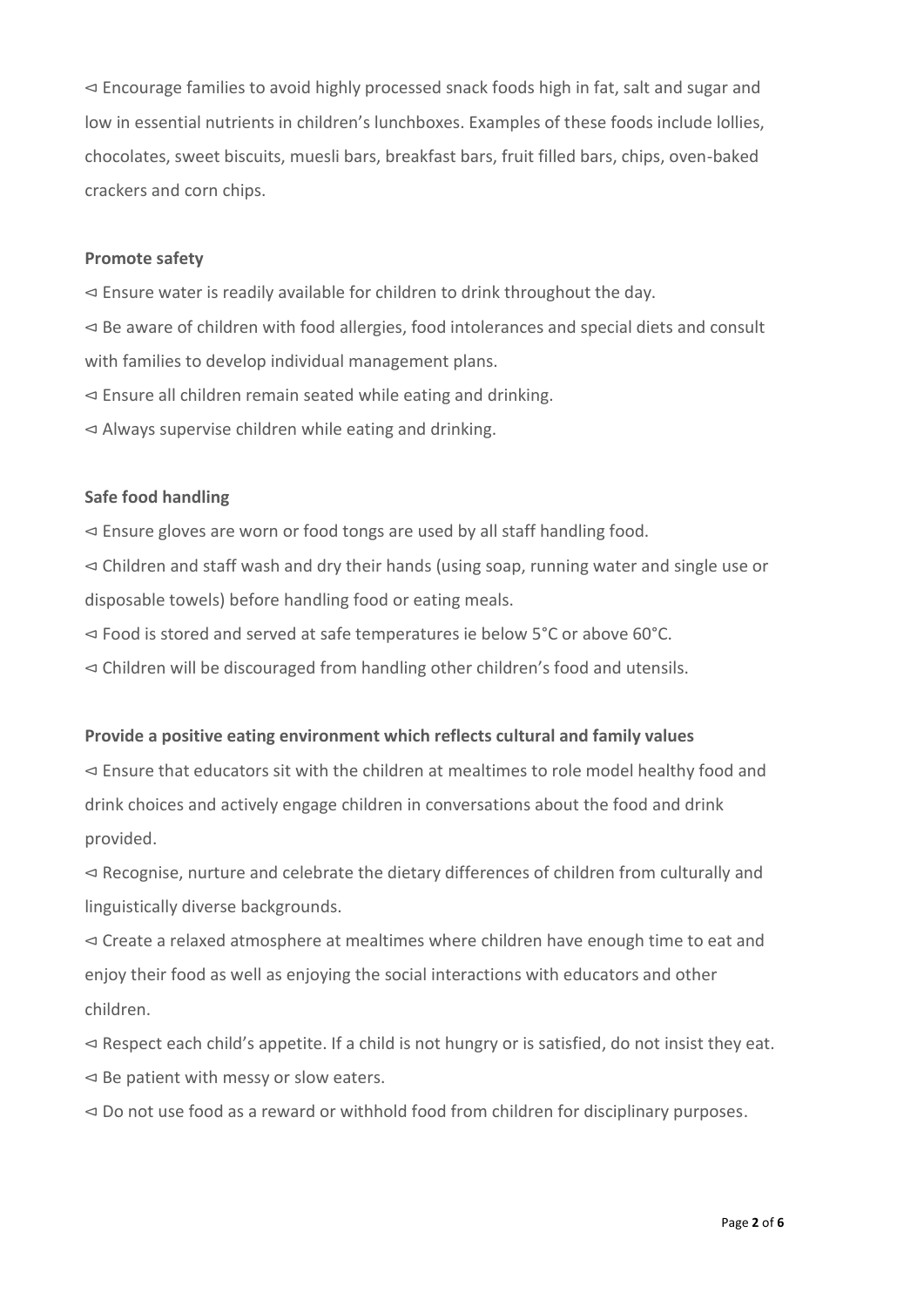⊲ Encourage families to avoid highly processed snack foods high in fat, salt and sugar and low in essential nutrients in children's lunchboxes. Examples of these foods include lollies, chocolates, sweet biscuits, muesli bars, breakfast bars, fruit filled bars, chips, oven-baked crackers and corn chips.

**Promote safety**

⊲ Ensure water is readily available for children to drink throughout the day.

⊲ Be aware of children with food allergies, food intolerances and special diets and consult with families to develop individual management plans.

⊲ Ensure all children remain seated while eating and drinking.

⊲ Always supervise children while eating and drinking.

**Safe food handling**

⊲ Ensure gloves are worn or food tongs are used by all staff handling food.

⊲ Children and staff wash and dry their hands (using soap, running water and single use or disposable towels) before handling food or eating meals.

⊲ Food is stored and served at safe temperatures ie below 5°C or above 60°C.

⊲ Children will be discouraged from handling other children's food and utensils.

**Provide a positive eating environment which reflects cultural and family values**

⊲ Ensure that educators sit with the children at mealtimes to role model healthy food and drink choices and actively engage children in conversations about the food and drink provided.

⊲ Recognise, nurture and celebrate the dietary differences of children from culturally and linguistically diverse backgrounds.

⊲ Create a relaxed atmosphere at mealtimes where children have enough time to eat and enjoy their food as well as enjoying the social interactions with educators and other children.

⊲ Respect each child's appetite. If a child is not hungry or is satisfied, do not insist they eat.

⊲ Be patient with messy or slow eaters.

⊲ Do not use food as a reward or withhold food from children for disciplinary purposes.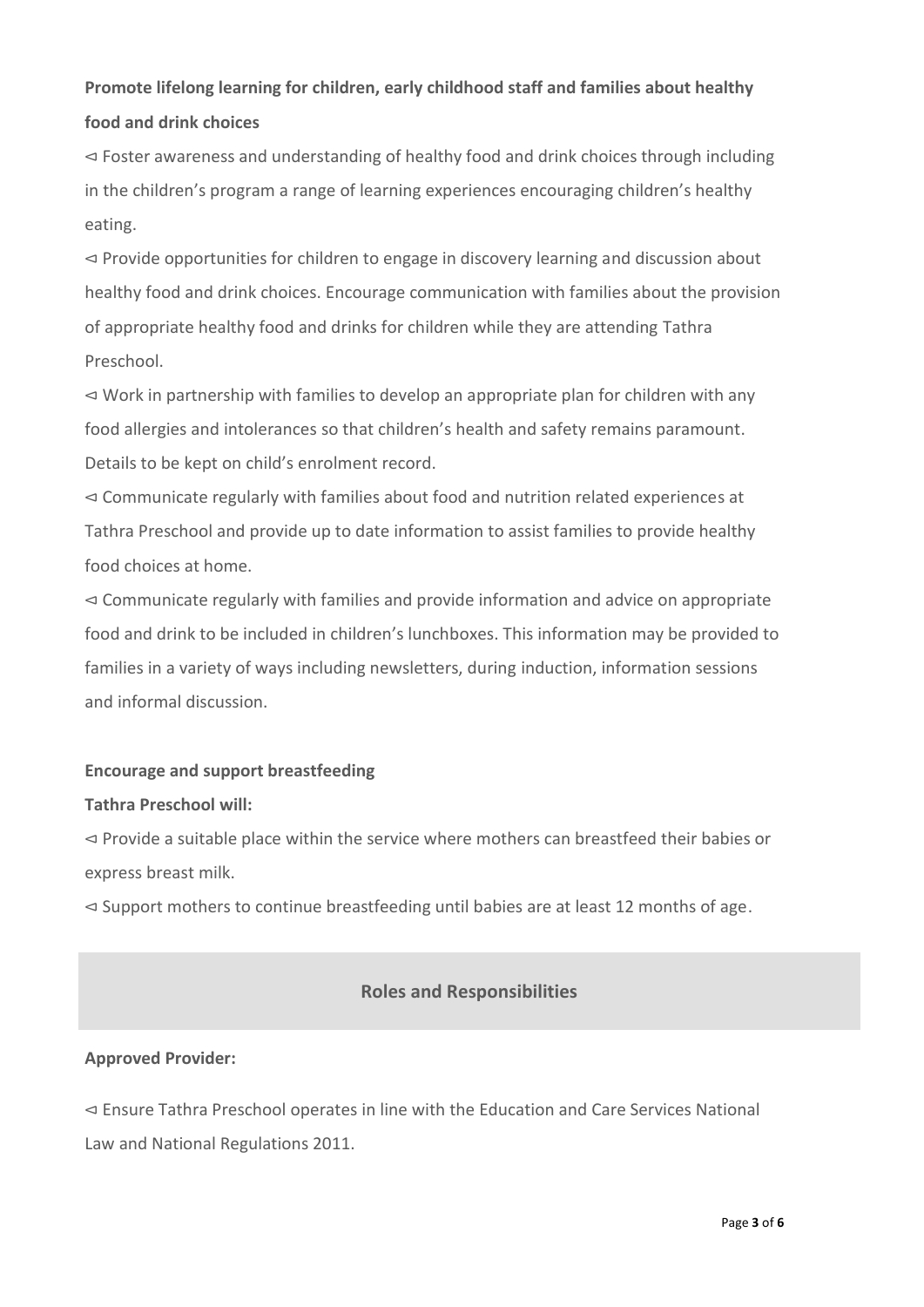**Promote lifelong learning for children, early childhood staff and families about healthy food and drink choices**

⊲ Foster awareness and understanding of healthy food and drink choices through including in the children's program a range of learning experiences encouraging children's healthy eating.

⊲ Provide opportunities for children to engage in discovery learning and discussion about healthy food and drink choices. Encourage communication with families about the provision of appropriate healthy food and drinks for children while they are attending Tathra Preschool.

⊲ Work in partnership with families to develop an appropriate plan for children with any food allergies and intolerances so that children's health and safety remains paramount. Details to be kept on child's enrolment record.

⊲ Communicate regularly with families about food and nutrition related experiences at Tathra Preschool and provide up to date information to assist families to provide healthy food choices at home.

⊲ Communicate regularly with families and provide information and advice on appropriate food and drink to be included in children's lunchboxes. This information may be provided to families in a variety of ways including newsletters, during induction, information sessions and informal discussion.

**Encourage and support breastfeeding**

**Tathra Preschool will:**

⊲ Provide a suitable place within the service where mothers can breastfeed their babies or express breast milk.

⊲ Support mothers to continue breastfeeding until babies are at least 12 months of age.

## Roles and Responsibilities

**Approved Provider:**

⊲ Ensure Tathra Preschool operates in line with the Education and Care Services National Law and National Regulations 2011.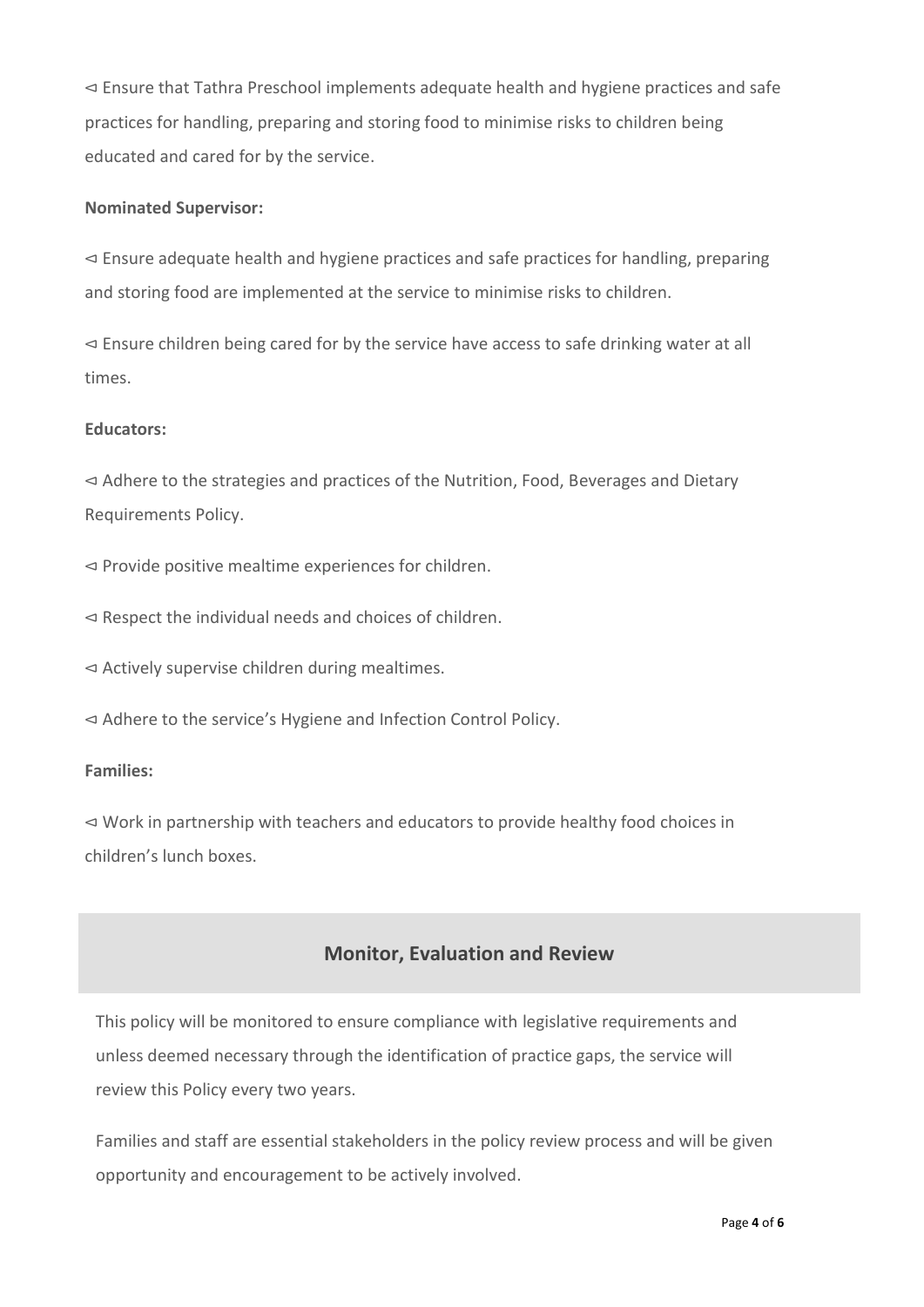⊲ Ensure that Tathra Preschool implements adequate health and hygiene practices and safe practices for handling, preparing and storing food to minimise risks to children being educated and cared for by the service.

**Nominated Supervisor:**

⊲ Ensure adequate health and hygiene practices and safe practices for handling, preparing and storing food are implemented at the service to minimise risks to children.

⊲ Ensure children being cared for by the service have access to safe drinking water at all times.

**Educators:**

⊲ Adhere to the strategies and practices of the Nutrition, Food, Beverages and Dietary Requirements Policy.

⊲ Provide positive mealtime experiences for children.

⊲ Respect the individual needs and choices of children.

⊲ Actively supervise children during mealtimes.

⊲ Adhere to the service's Hygiene and Infection Control Policy.

**Families:**

⊲ Work in partnership with teachers and educators to provide healthy food choices in children's lunch boxes.

## Monitor, Evaluation and Review

This policy will be monitored to ensure compliance with legislative requirements and unless deemed necessary through the identification of practice gaps, the service will review this Policy every two years.

Families and staff are essential stakeholders in the policy review process and will be given opportunity and encouragement to be actively involved.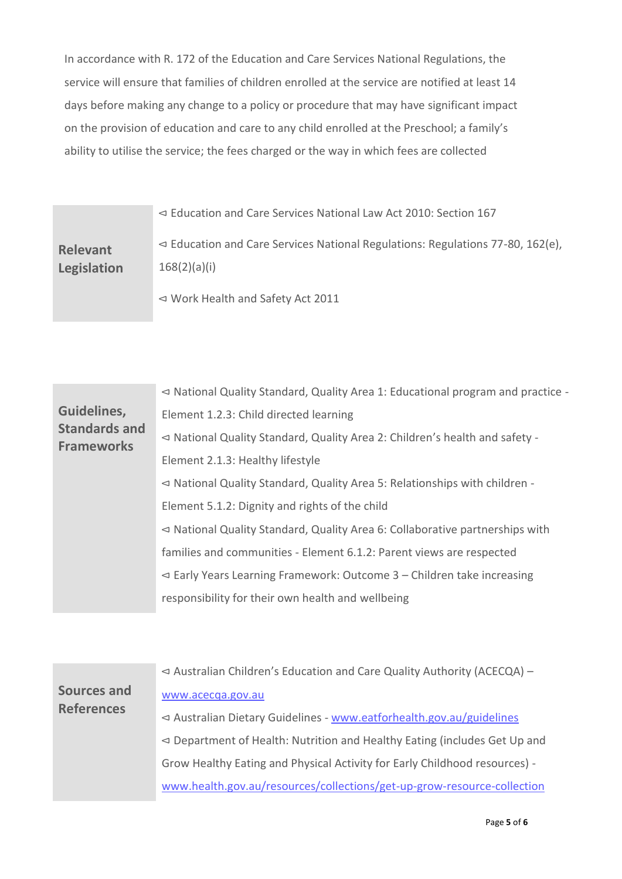In accordance with R. 172 of the Education and Care Services National Regulations, the service will ensure that families of children enrolled at the service are notified at least 14 days before making any change to a policy or procedure that may have significant impact on the provision of education and care to any child enrolled at the Preschool; a family's ability to utilise the service; the fees charged or the way in which fees are collected

| **Relevant Legislation** | ◅ Education and Care Services National Law Act 2010: Section 167<br><br>◅ Education and Care Services National Regulations: Regulations 77-80, 162(e), 168(2)(a)(i)<br><br>◅ Work Health and Safety Act 2011 |
|---|---|

| **Guidelines, Standards and Frameworks** | ◅ National Quality Standard, Quality Area 1: Educational program and practice - Element 1.2.3: Child directed learning<br>◅ National Quality Standard, Quality Area 2: Children's health and safety - Element 2.1.3: Healthy lifestyle<br>◅ National Quality Standard, Quality Area 5: Relationships with children - Element 5.1.2: Dignity and rights of the child<br>◅ National Quality Standard, Quality Area 6: Collaborative partnerships with families and communities - Element 6.1.2: Parent views are respected<br>◅ Early Years Learning Framework: Outcome 3 – Children take increasing responsibility for their own health and wellbeing |
|---|---|

| **Sources and References** | ◅ Australian Children's Education and Care Quality Authority (ACECQA) – www.acecqa.gov.au<br>◅ Australian Dietary Guidelines - www.eatforhealth.gov.au/guidelines<br>◅ Department of Health: Nutrition and Healthy Eating (includes Get Up and Grow Healthy Eating and Physical Activity for Early Childhood resources) - www.health.gov.au/resources/collections/get-up-grow-resource-collection |
|---|---|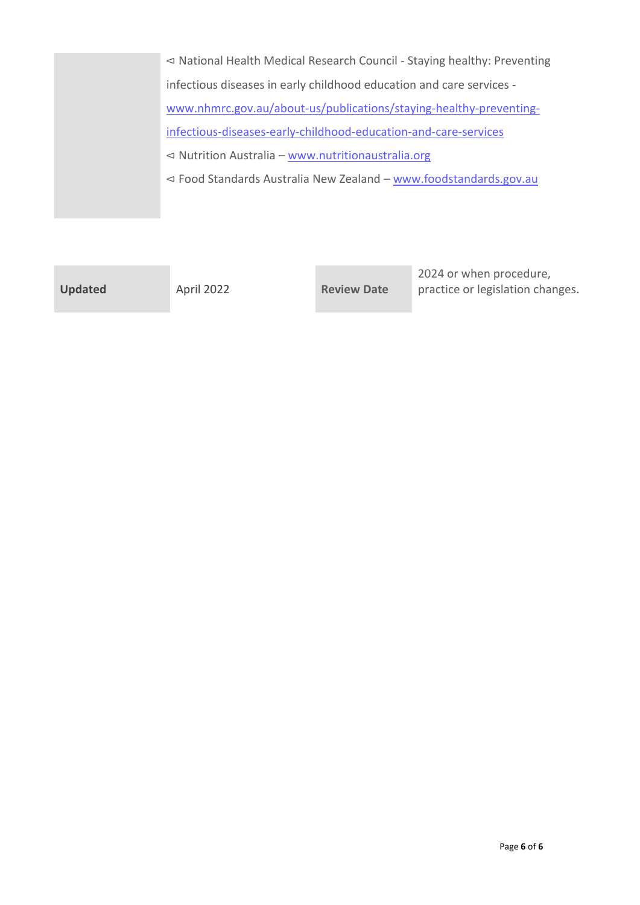| | |
|---|---|
| | ⊲ National Health Medical Research Council - Staying healthy: Preventing infectious diseases in early childhood education and care services - www.nhmrc.gov.au/about-us/publications/staying-healthy-preventing-infectious-diseases-early-childhood-education-and-care-services<br>⊲ Nutrition Australia – www.nutritionaustralia.org<br>⊲ Food Standards Australia New Zealand – www.foodstandards.gov.au |

| | | | |
|---|---|---|---|
| **Updated** | April 2022 | **Review Date** | 2024 or when procedure, practice or legislation changes. |